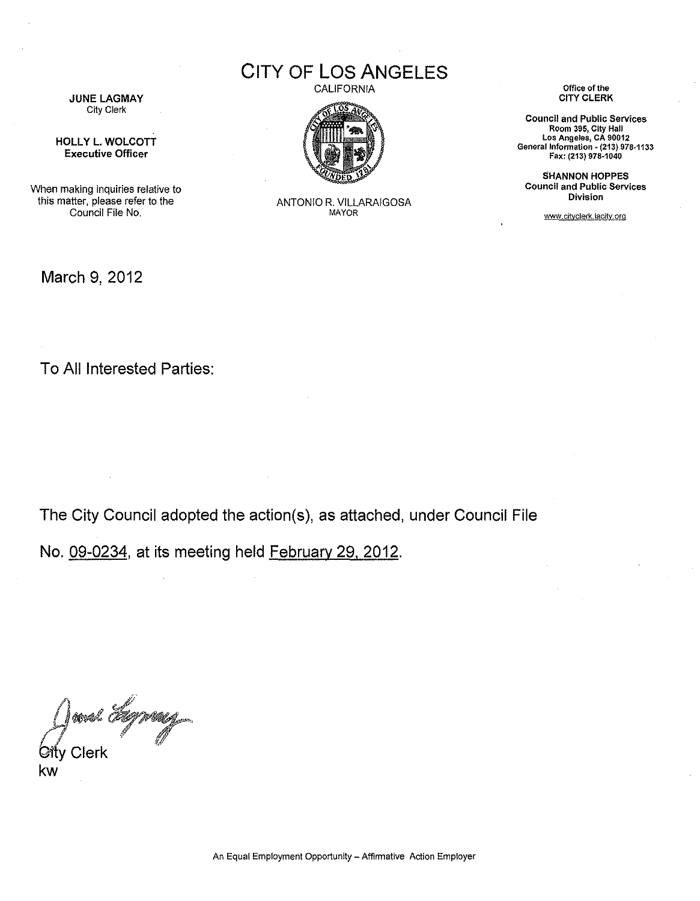# CITY OF LOS ANGELES

CALIFORNIA

ANTONIO R. VILLARAIGOSA
MAYOR

**JUNE LAGMAY**
City Clerk

**HOLLY L. WOLCOTT**
**Executive Officer**

When making inquiries relative to this matter, please refer to the Council File No.

Office of the
**CITY CLERK**

**Council and Public Services**
**Room 395, City Hall**
**Los Angeles, CA 90012**
**General Information - (213) 978-1133**
**Fax: (213) 978-1040**

**SHANNON HOPPES**
**Council and Public Services Division**

www.cityclerk.lacity.org

March 9, 2012

To All Interested Parties:

The City Council adopted the action(s), as attached, under Council File No. 09-0234, at its meeting held February 29, 2012.

City Clerk
kw

An Equal Employment Opportunity – Affirmative Action Employer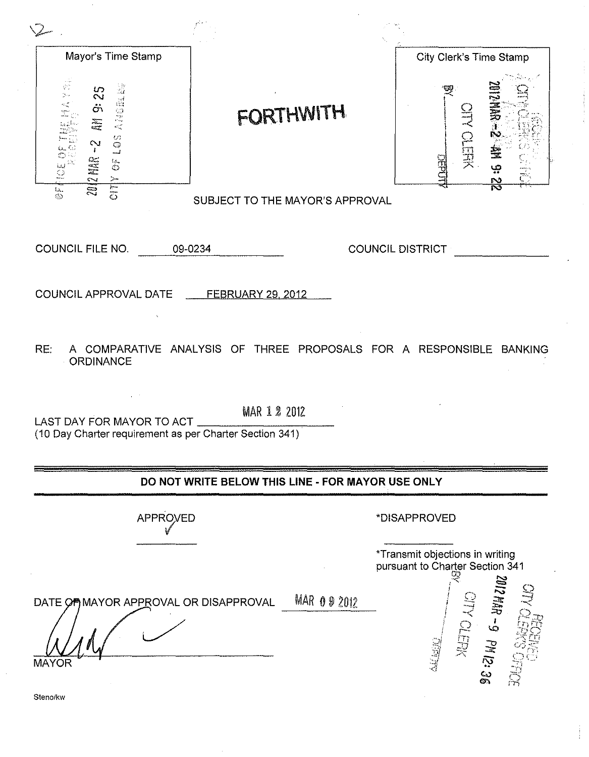2

| Mayor's Time Stamp | | City Clerk's Time Stamp |
|---|---|---|
| OFFICE OF THE MAYOR RECEIVED 2012 MAR -2 AM 9:25 CITY OF LOS ANGELES | **FORTHWITH** | RECEIVED CITY CLERK'S OFFICE 2012 MAR -2 AM 9:22 CITY CLERK BY ______ DEPUTY |

SUBJECT TO THE MAYOR'S APPROVAL

COUNCIL FILE NO. 09-0234 COUNCIL DISTRICT ______

COUNCIL APPROVAL DATE FEBRUARY 29, 2012

RE: A COMPARATIVE ANALYSIS OF THREE PROPOSALS FOR A RESPONSIBLE BANKING ORDINANCE

LAST DAY FOR MAYOR TO ACT MAR 12 2012
(10 Day Charter requirement as per Charter Section 341)

---

**DO NOT WRITE BELOW THIS LINE - FOR MAYOR USE ONLY**

APPROVED ✓ *DISAPPROVED

*Transmit objections in writing pursuant to Charter Section 341

DATE OF MAYOR APPROVAL OR DISAPPROVAL MAR 09 2012

RECEIVED CITY CLERK'S OFFICE 2012 MAR -9 PM 12:36 CITY CLERK BY ______ DEPUTY

MAYOR

Steno/kw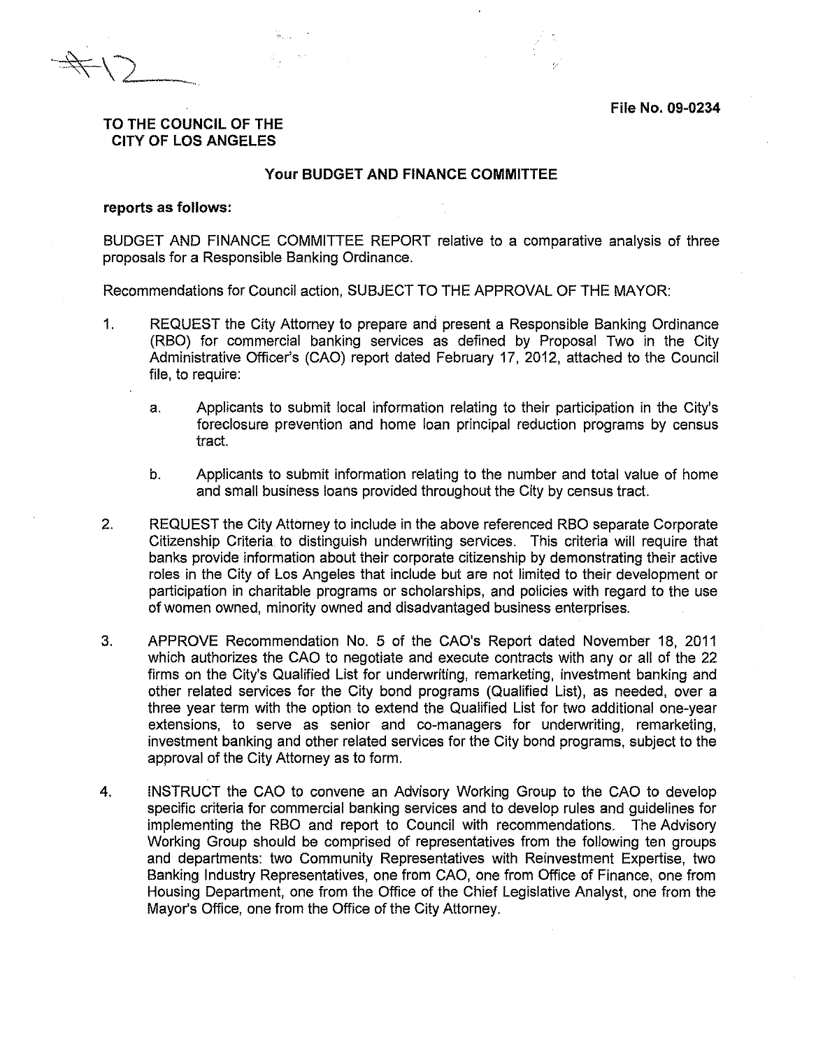#12

File No. 09-0234

**TO THE COUNCIL OF THE CITY OF LOS ANGELES**

**Your BUDGET AND FINANCE COMMITTEE**

**reports as follows:**

BUDGET AND FINANCE COMMITTEE REPORT relative to a comparative analysis of three proposals for a Responsible Banking Ordinance.

Recommendations for Council action, SUBJECT TO THE APPROVAL OF THE MAYOR:

1. REQUEST the City Attorney to prepare and present a Responsible Banking Ordinance (RBO) for commercial banking services as defined by Proposal Two in the City Administrative Officer's (CAO) report dated February 17, 2012, attached to the Council file, to require:

   a. Applicants to submit local information relating to their participation in the City's foreclosure prevention and home loan principal reduction programs by census tract.

   b. Applicants to submit information relating to the number and total value of home and small business loans provided throughout the City by census tract.

2. REQUEST the City Attorney to include in the above referenced RBO separate Corporate Citizenship Criteria to distinguish underwriting services. This criteria will require that banks provide information about their corporate citizenship by demonstrating their active roles in the City of Los Angeles that include but are not limited to their development or participation in charitable programs or scholarships, and policies with regard to the use of women owned, minority owned and disadvantaged business enterprises.

3. APPROVE Recommendation No. 5 of the CAO's Report dated November 18, 2011 which authorizes the CAO to negotiate and execute contracts with any or all of the 22 firms on the City's Qualified List for underwriting, remarketing, investment banking and other related services for the City bond programs (Qualified List), as needed, over a three year term with the option to extend the Qualified List for two additional one-year extensions, to serve as senior and co-managers for underwriting, remarketing, investment banking and other related services for the City bond programs, subject to the approval of the City Attorney as to form.

4. INSTRUCT the CAO to convene an Advisory Working Group to the CAO to develop specific criteria for commercial banking services and to develop rules and guidelines for implementing the RBO and report to Council with recommendations. The Advisory Working Group should be comprised of representatives from the following ten groups and departments: two Community Representatives with Reinvestment Expertise, two Banking Industry Representatives, one from CAO, one from Office of Finance, one from Housing Department, one from the Office of the Chief Legislative Analyst, one from the Mayor's Office, one from the Office of the City Attorney.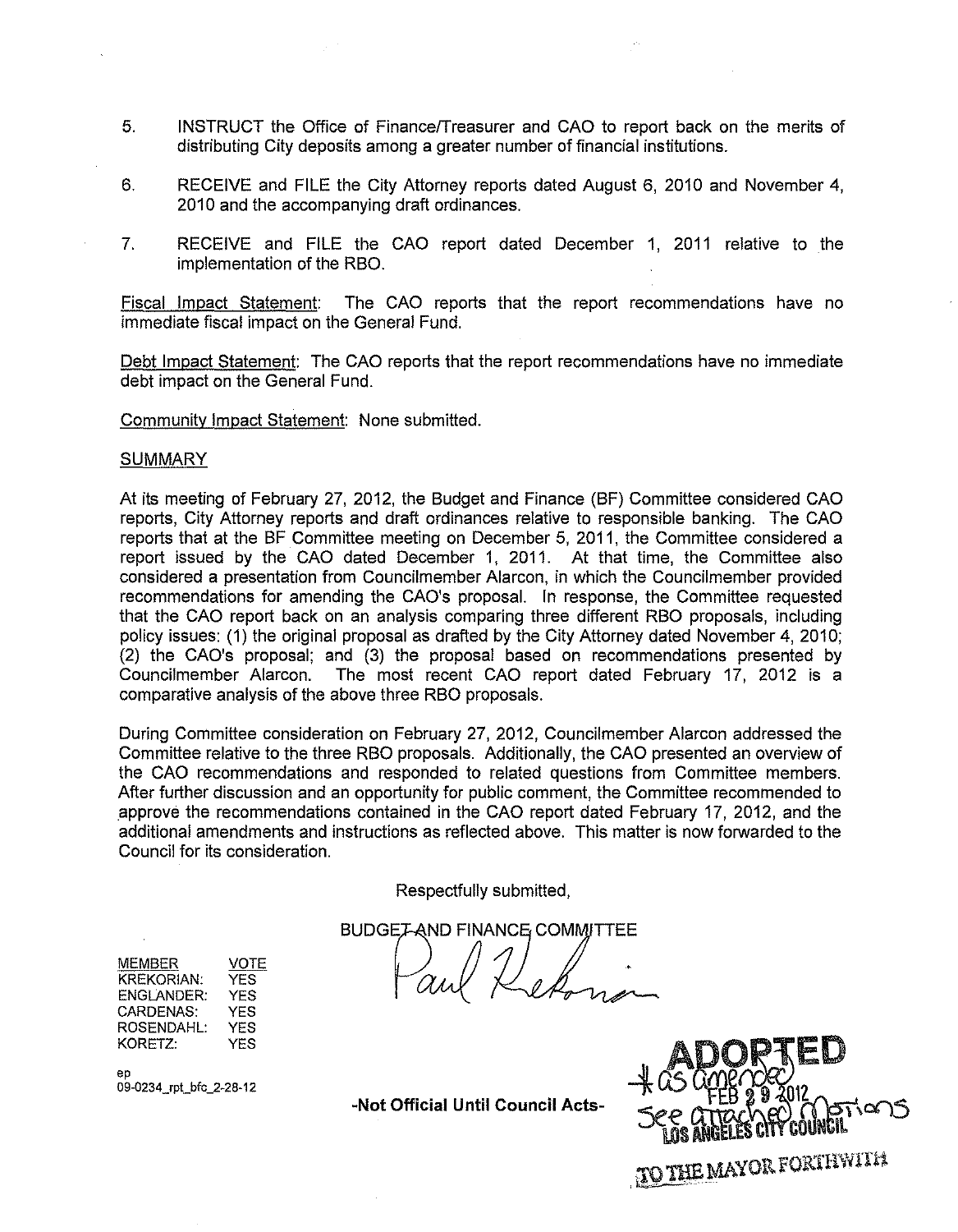5. INSTRUCT the Office of Finance/Treasurer and CAO to report back on the merits of distributing City deposits among a greater number of financial institutions.

6. RECEIVE and FILE the City Attorney reports dated August 6, 2010 and November 4, 2010 and the accompanying draft ordinances.

7. RECEIVE and FILE the CAO report dated December 1, 2011 relative to the implementation of the RBO.

Fiscal Impact Statement: The CAO reports that the report recommendations have no immediate fiscal impact on the General Fund.

Debt Impact Statement: The CAO reports that the report recommendations have no immediate debt impact on the General Fund.

Community Impact Statement: None submitted.

SUMMARY

At its meeting of February 27, 2012, the Budget and Finance (BF) Committee considered CAO reports, City Attorney reports and draft ordinances relative to responsible banking. The CAO reports that at the BF Committee meeting on December 5, 2011, the Committee considered a report issued by the CAO dated December 1, 2011. At that time, the Committee also considered a presentation from Councilmember Alarcon, in which the Councilmember provided recommendations for amending the CAO's proposal. In response, the Committee requested that the CAO report back on an analysis comparing three different RBO proposals, including policy issues: (1) the original proposal as drafted by the City Attorney dated November 4, 2010; (2) the CAO's proposal; and (3) the proposal based on recommendations presented by Councilmember Alarcon. The most recent CAO report dated February 17, 2012 is a comparative analysis of the above three RBO proposals.

During Committee consideration on February 27, 2012, Councilmember Alarcon addressed the Committee relative to the three RBO proposals. Additionally, the CAO presented an overview of the CAO recommendations and responded to related questions from Committee members. After further discussion and an opportunity for public comment, the Committee recommended to approve the recommendations contained in the CAO report dated February 17, 2012, and the additional amendments and instructions as reflected above. This matter is now forwarded to the Council for its consideration.

Respectfully submitted,

BUDGET AND FINANCE COMMITTEE

Paul Krekorian

| MEMBER | VOTE |
|---|---|
| KREKORIAN: | YES |
| ENGLANDER: | YES |
| CARDENAS: | YES |
| ROSENDAHL: | YES |
| KORETZ: | YES |

ep
09-0234_rpt_bfc_2-28-12

-Not Official Until Council Acts-

ADOPTED *as amended
FEB 29 2012
See attached Motions
LOS ANGELES CITY COUNCIL

TO THE MAYOR FORTHWITH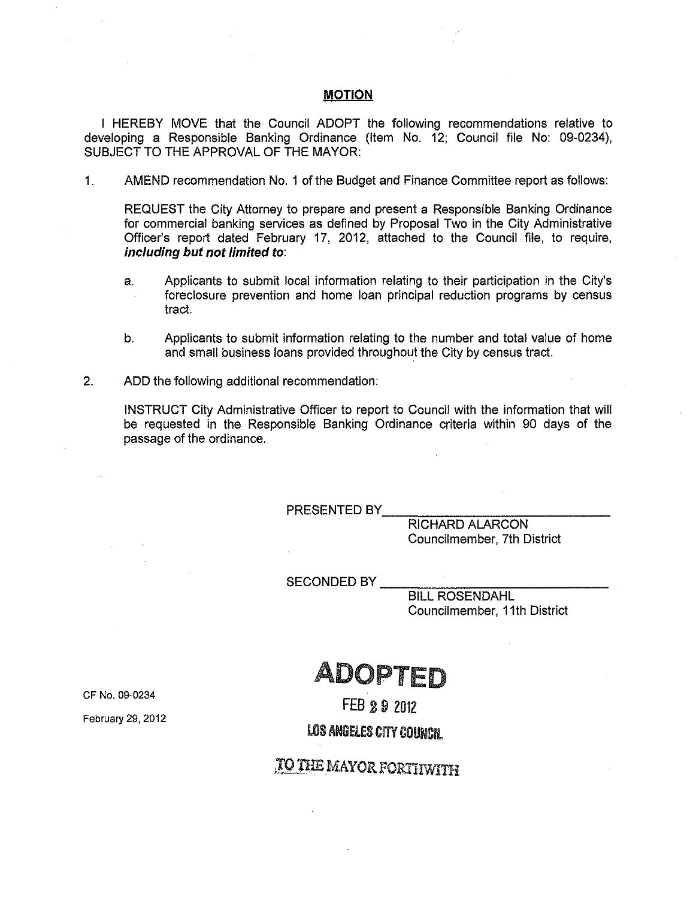## MOTION

I HEREBY MOVE that the Council ADOPT the following recommendations relative to developing a Responsible Banking Ordinance (Item No. 12; Council file No: 09-0234), SUBJECT TO THE APPROVAL OF THE MAYOR:

1. AMEND recommendation No. 1 of the Budget and Finance Committee report as follows:

   REQUEST the City Attorney to prepare and present a Responsible Banking Ordinance for commercial banking services as defined by Proposal Two in the City Administrative Officer's report dated February 17, 2012, attached to the Council file, to require, ***including but not limited to***:

   a. Applicants to submit local information relating to their participation in the City's foreclosure prevention and home loan principal reduction programs by census tract.

   b. Applicants to submit information relating to the number and total value of home and small business loans provided throughout the City by census tract.

2. ADD the following additional recommendation:

   INSTRUCT City Administrative Officer to report to Council with the information that will be requested in the Responsible Banking Ordinance criteria within 90 days of the passage of the ordinance.

PRESENTED BY\_\_\_\_\_\_\_\_\_\_\_\_\_\_\_\_\_\_\_\_\_\_\_\_
RICHARD ALARCON
Councilmember, 7th District

SECONDED BY \_\_\_\_\_\_\_\_\_\_\_\_\_\_\_\_\_\_\_\_\_\_\_\_
BILL ROSENDAHL
Councilmember, 11th District

CF No. 09-0234

February 29, 2012

**ADOPTED**

FEB 29 2012

LOS ANGELES CITY COUNCIL

TO THE MAYOR FORTHWITH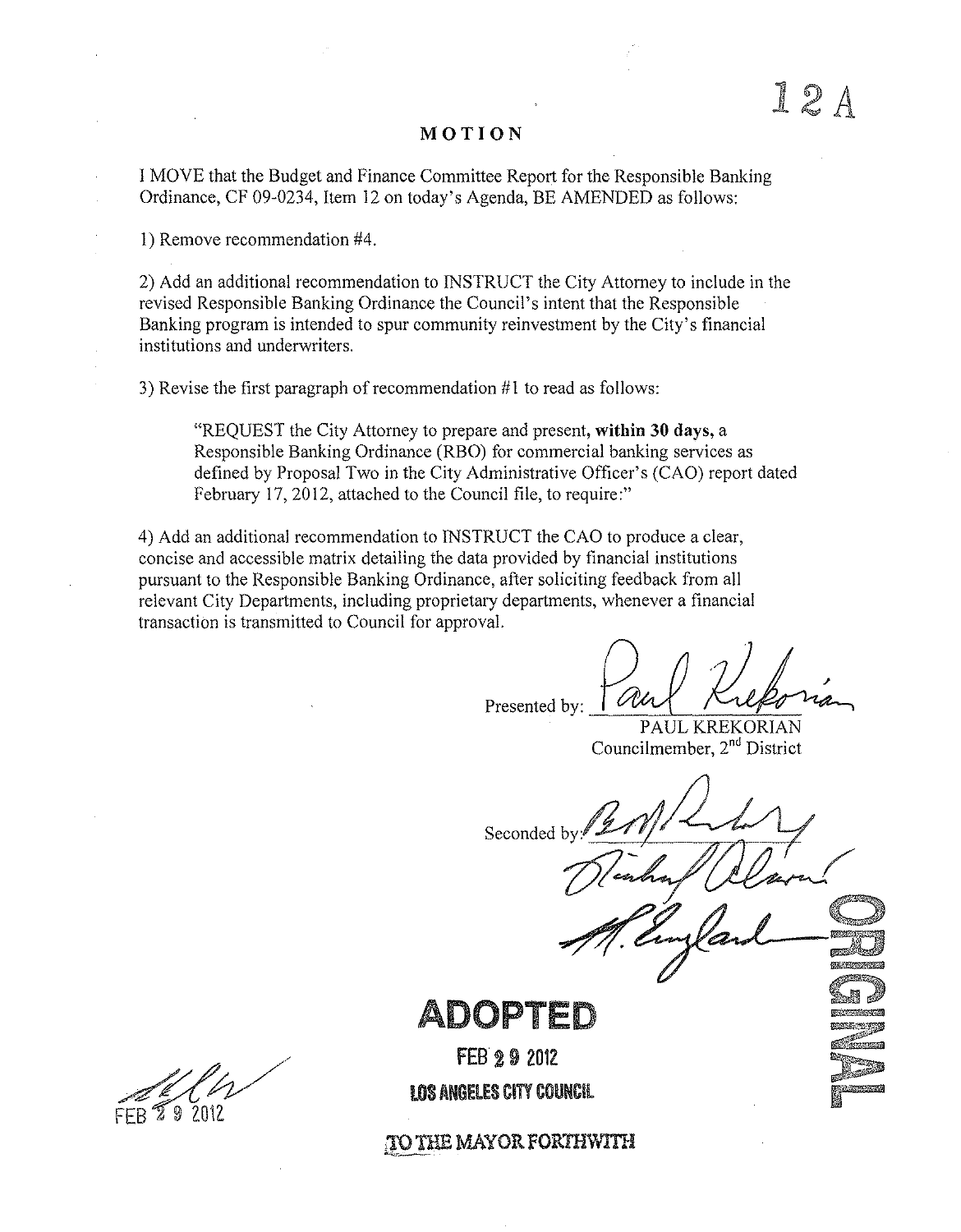12A

# MOTION

I MOVE that the Budget and Finance Committee Report for the Responsible Banking Ordinance, CF 09-0234, Item 12 on today's Agenda, BE AMENDED as follows:

1) Remove recommendation #4.

2) Add an additional recommendation to INSTRUCT the City Attorney to include in the revised Responsible Banking Ordinance the Council's intent that the Responsible Banking program is intended to spur community reinvestment by the City's financial institutions and underwriters.

3) Revise the first paragraph of recommendation #1 to read as follows:

> "REQUEST the City Attorney to prepare and present, **within 30 days,** a Responsible Banking Ordinance (RBO) for commercial banking services as defined by Proposal Two in the City Administrative Officer's (CAO) report dated February 17, 2012, attached to the Council file, to require:"

4) Add an additional recommendation to INSTRUCT the CAO to produce a clear, concise and accessible matrix detailing the data provided by financial institutions pursuant to the Responsible Banking Ordinance, after soliciting feedback from all relevant City Departments, including proprietary departments, whenever a financial transaction is transmitted to Council for approval.

Presented by: [signature]
PAUL KREKORIAN
Councilmember, 2nd District

Seconded by: [signatures]

**ADOPTED**

FEB 29 2012

LOS ANGELES CITY COUNCIL

TO THE MAYOR FORTHWITH

FEB 29 2012

ORIGINAL